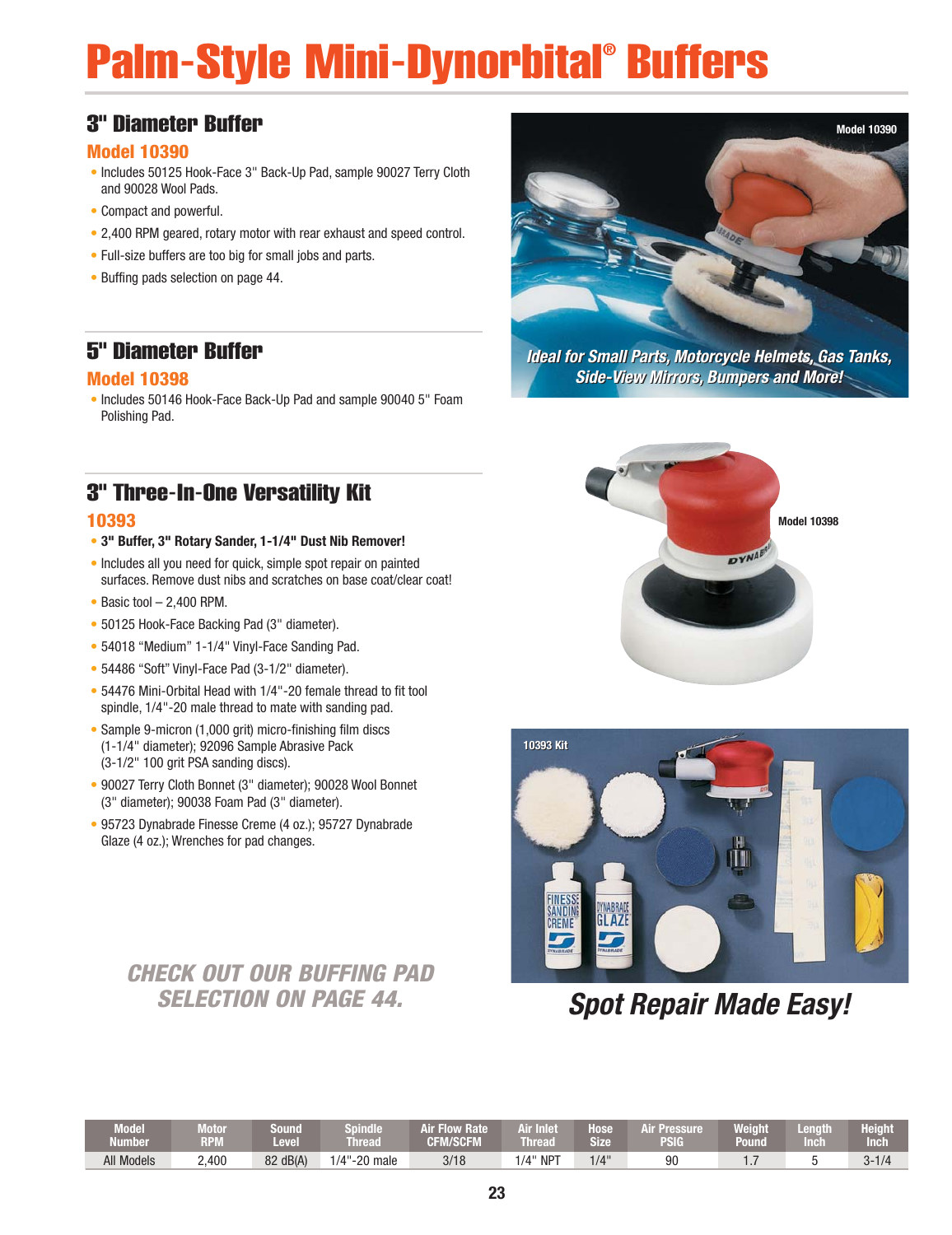# Palm-Style Mini-Dynorbital® Buffers

## 3" Diameter Buffer

### Model 10390

- Includes 50125 Hook-Face 3" Back-Up Pad, sample 90027 Terry Cloth and 90028 Wool Pads.
- Compact and powerful.
- 2,400 RPM geared, rotary motor with rear exhaust and speed control.
- Full-size buffers are too big for small jobs and parts.
- Buffing pads selection on page 44.

Model 10390

*Ideal for Small Parts, Motorcycle Helmets, Gas Tanks, Side-View Mirrors, Bumpers and More!*

## 5" Diameter Buffer

### Model 10398

- Includes 50146 Hook-Face Back-Up Pad and sample 90040 5" Foam Polishing Pad.

Model 10398

## 3" Three-In-One Versatility Kit

### 10393

- **3" Buffer, 3" Rotary Sander, 1-1/4" Dust Nib Remover!**
- Includes all you need for quick, simple spot repair on painted surfaces. Remove dust nibs and scratches on base coat/clear coat!
- Basic tool – 2,400 RPM.
- 50125 Hook-Face Backing Pad (3" diameter).
- 54018 "Medium" 1-1/4" Vinyl-Face Sanding Pad.
- 54486 "Soft" Vinyl-Face Pad (3-1/2" diameter).
- 54476 Mini-Orbital Head with 1/4"-20 female thread to fit tool spindle, 1/4"-20 male thread to mate with sanding pad.
- Sample 9-micron (1,000 grit) micro-finishing film discs (1-1/4" diameter); 92096 Sample Abrasive Pack (3-1/2" 100 grit PSA sanding discs).
- 90027 Terry Cloth Bonnet (3" diameter); 90028 Wool Bonnet (3" diameter); 90038 Foam Pad (3" diameter).
- 95723 Dynabrade Finesse Creme (4 oz.); 95727 Dynabrade Glaze (4 oz.); Wrenches for pad changes.

10393 Kit

*Spot Repair Made Easy!*

*CHECK OUT OUR BUFFING PAD SELECTION ON PAGE 44.*

| Model Number | Motor RPM | Sound Level | Spindle Thread | Air Flow Rate CFM/SCFM | Air Inlet Thread | Hose Size | Air Pressure PSIG | Weight Pound | Length Inch | Height Inch |
|---|---|---|---|---|---|---|---|---|---|---|
| All Models | 2,400 | 82 dB(A) | 1/4"-20 male | 3/18 | 1/4" NPT | 1/4" | 90 | 1.7 | 5 | 3-1/4 |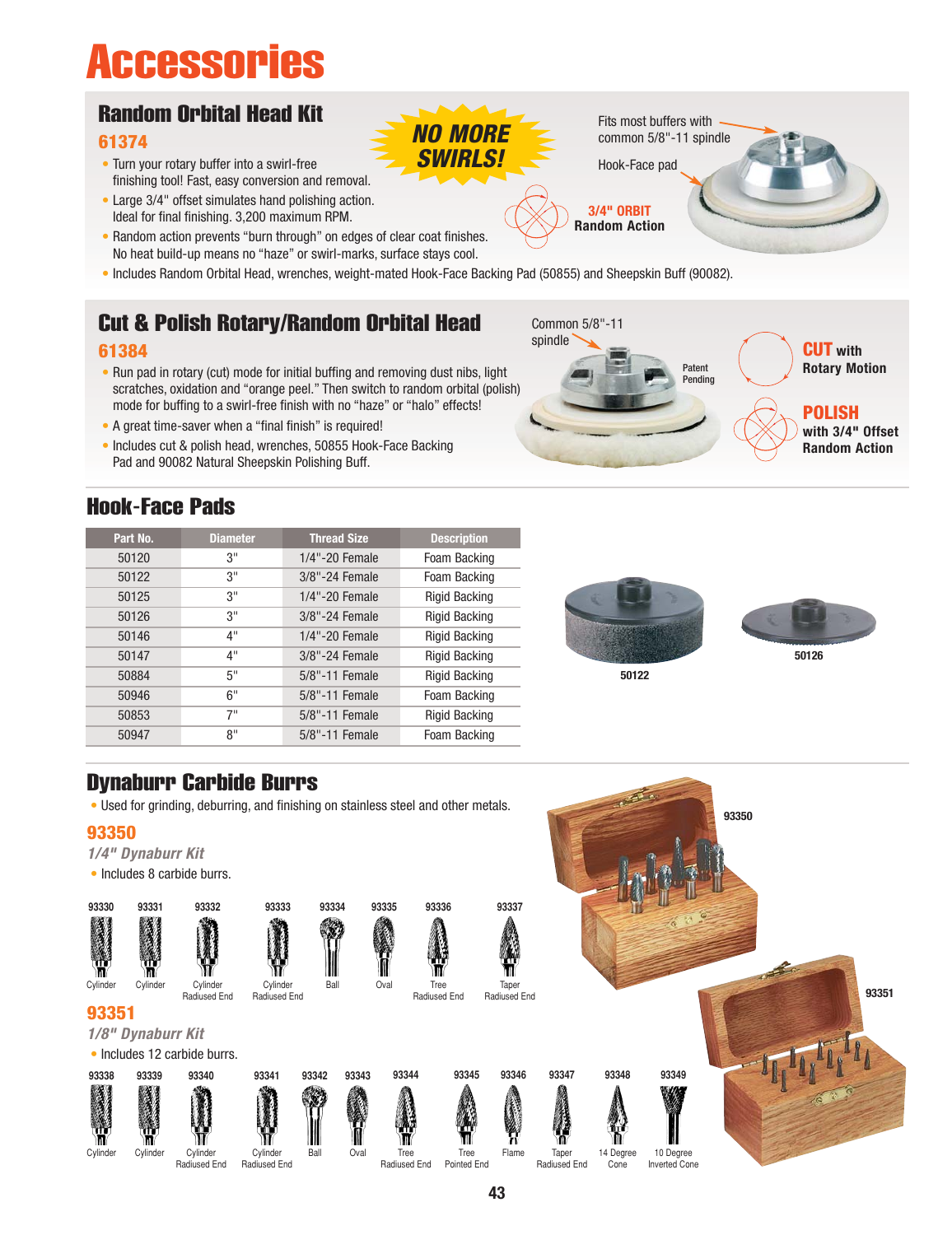# Accessories

## Random Orbital Head Kit

### 61374

- Turn your rotary buffer into a swirl-free finishing tool! Fast, easy conversion and removal.
- Large 3/4" offset simulates hand polishing action. Ideal for final finishing. 3,200 maximum RPM.
- Random action prevents "burn through" on edges of clear coat finishes. No heat build-up means no "haze" or swirl-marks, surface stays cool.
- Includes Random Orbital Head, wrenches, weight-mated Hook-Face Backing Pad (50855) and Sheepskin Buff (90082).

NO MORE SWIRLS!

Fits most buffers with common 5/8"-11 spindle

Hook-Face pad

3/4" ORBIT Random Action

## Cut & Polish Rotary/Random Orbital Head

### 61384

- Run pad in rotary (cut) mode for initial buffing and removing dust nibs, light scratches, oxidation and "orange peel." Then switch to random orbital (polish) mode for buffing to a swirl-free finish with no "haze" or "halo" effects!
- A great time-saver when a "final finish" is required!
- Includes cut & polish head, wrenches, 50855 Hook-Face Backing Pad and 90082 Natural Sheepskin Polishing Buff.

Common 5/8"-11 spindle

Patent Pending

CUT with Rotary Motion

POLISH with 3/4" Offset Random Action

## Hook-Face Pads

| Part No. | Diameter | Thread Size | Description |
|---|---|---|---|
| 50120 | 3" | 1/4"-20 Female | Foam Backing |
| 50122 | 3" | 3/8"-24 Female | Foam Backing |
| 50125 | 3" | 1/4"-20 Female | Rigid Backing |
| 50126 | 3" | 3/8"-24 Female | Rigid Backing |
| 50146 | 4" | 1/4"-20 Female | Rigid Backing |
| 50147 | 4" | 3/8"-24 Female | Rigid Backing |
| 50884 | 5" | 5/8"-11 Female | Rigid Backing |
| 50946 | 6" | 5/8"-11 Female | Foam Backing |
| 50853 | 7" | 5/8"-11 Female | Rigid Backing |
| 50947 | 8" | 5/8"-11 Female | Foam Backing |

50122

50126

## Dynaburr Carbide Burrs

- Used for grinding, deburring, and finishing on stainless steel and other metals.

### 93350

*1/4" Dynaburr Kit*

- Includes 8 carbide burrs.

93330 Cylinder, 93331 Cylinder, 93332 Cylinder Radiused End, 93333 Cylinder Radiused End, 93334 Ball, 93335 Oval, 93336 Tree Radiused End, 93337 Taper Radiused End

### 93351

*1/8" Dynaburr Kit*

- Includes 12 carbide burrs.

93338 Cylinder, 93339 Cylinder, 93340 Cylinder Radiused End, 93341 Cylinder Radiused End, 93342 Ball, 93343 Oval, 93344 Tree Radiused End, 93345 Tree Pointed End, 93346 Flame, 93347 Taper Radiused End, 93348 14 Degree Cone, 93349 10 Degree Inverted Cone

93350

93351